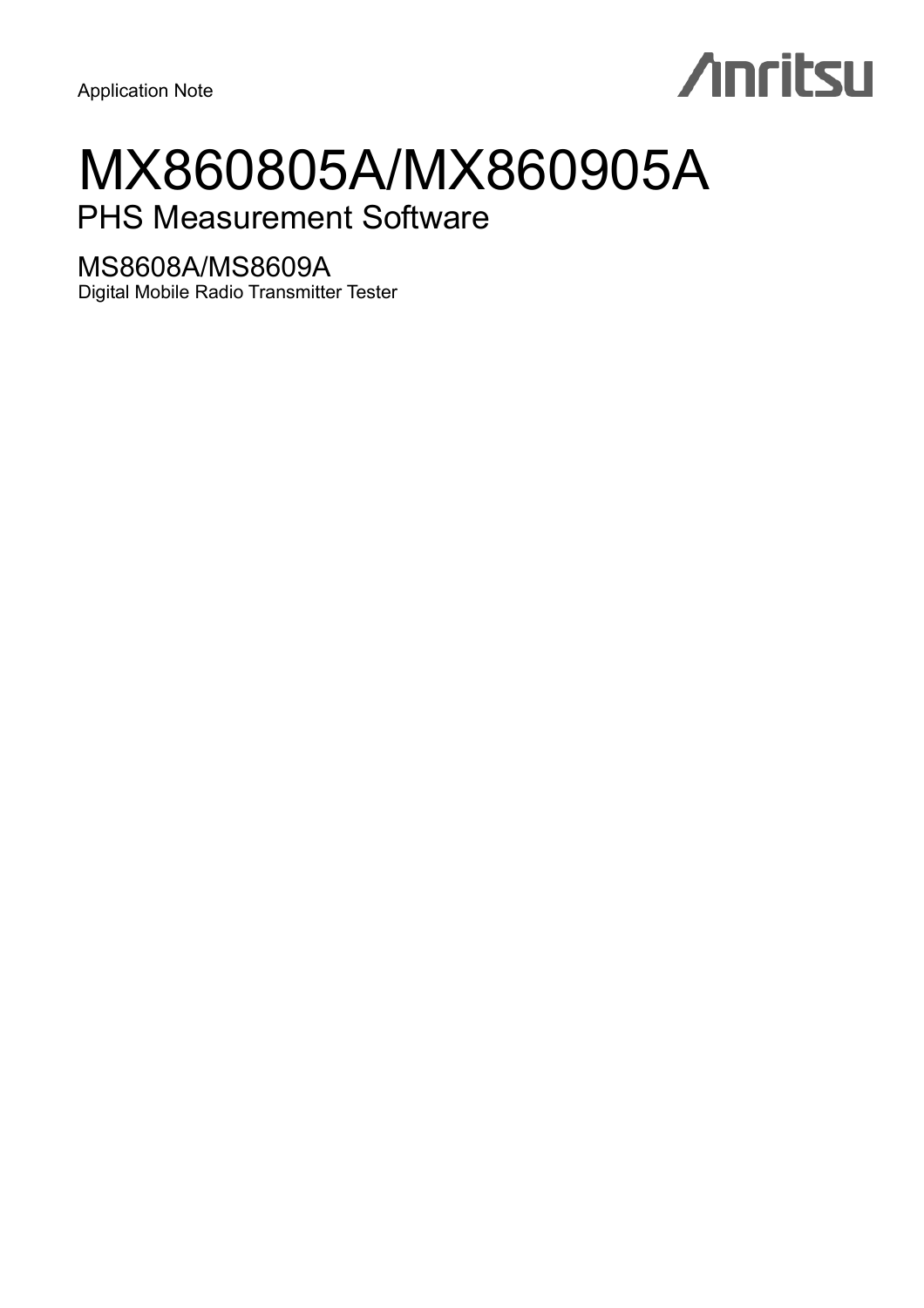Application Note

Anritsu

# MX860805A/MX860905A

## PHS Measurement Software

### MS8608A/MS8609A

Digital Mobile Radio Transmitter Tester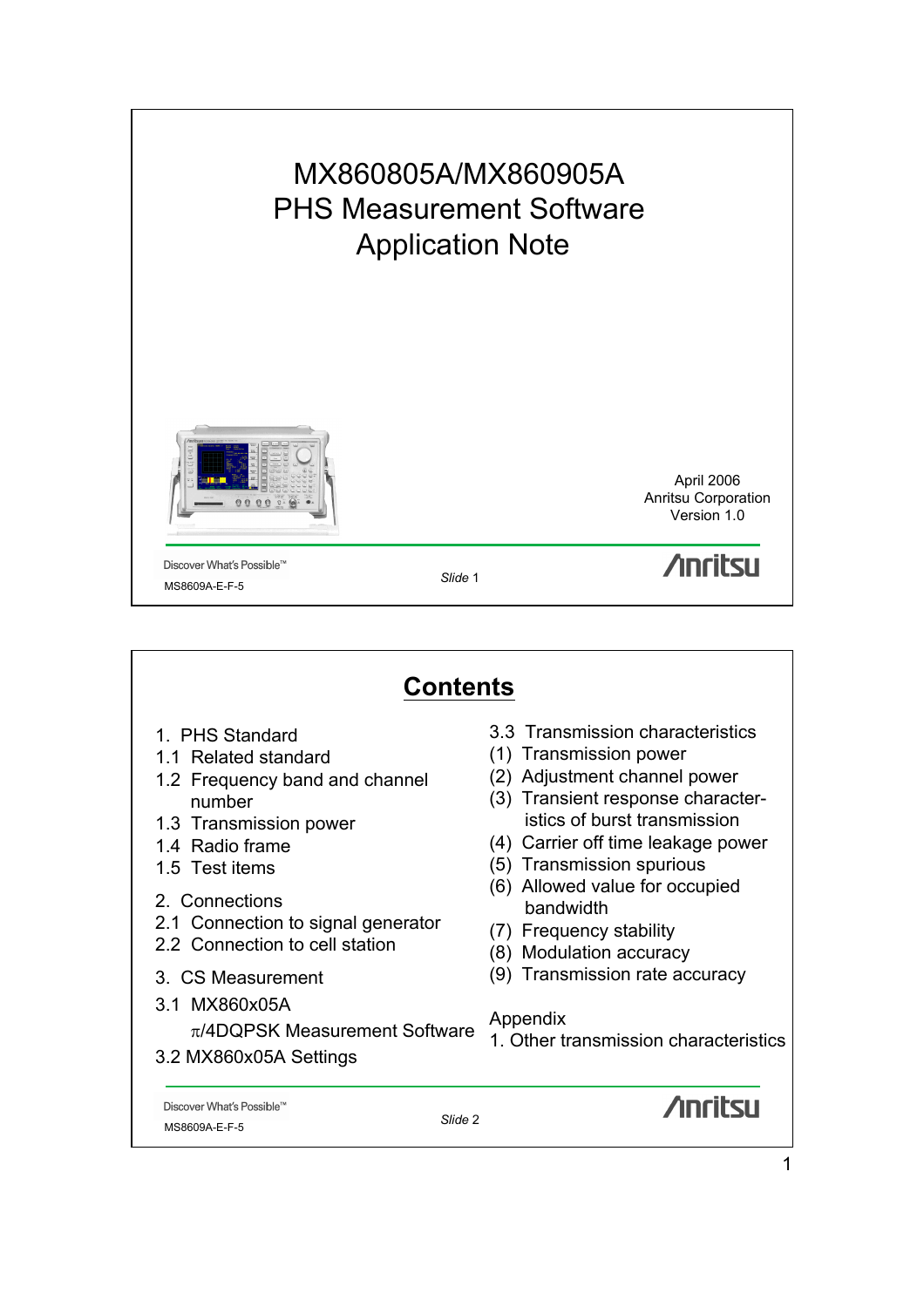# MX860805A/MX860905A PHS Measurement Software Application Note

April 2006
Anritsu Corporation
Version 1.0

Discover What's Possible™
MS8609A-E-F-5

*Slide* 1

## Contents

1. PHS Standard
1.1 Related standard
1.2 Frequency band and channel number
1.3 Transmission power
1.4 Radio frame
1.5 Test items

2. Connections
2.1 Connection to signal generator
2.2 Connection to cell station

3. CS Measurement
3.1 MX860x05A $\pi$/4DQPSK Measurement Software
3.2 MX860x05A Settings
3.3 Transmission characteristics
(1) Transmission power
(2) Adjustment channel power
(3) Transient response characteristics of burst transmission
(4) Carrier off time leakage power
(5) Transmission spurious
(6) Allowed value for occupied bandwidth
(7) Frequency stability
(8) Modulation accuracy
(9) Transmission rate accuracy

Appendix
1. Other transmission characteristics

Discover What's Possible™
MS8609A-E-F-5

*Slide* 2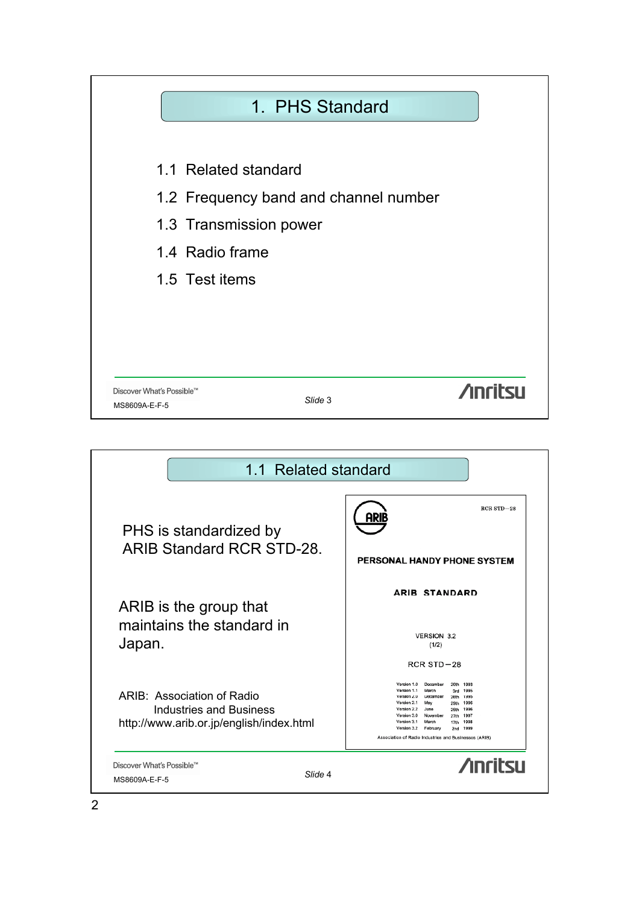# 1. PHS Standard

1.1 Related standard

1.2 Frequency band and channel number

1.3 Transmission power

1.4 Radio frame

1.5 Test items

## 1.1 Related standard

PHS is standardized by ARIB Standard RCR STD-28.

ARIB is the group that maintains the standard in Japan.

ARIB: Association of Radio Industries and Business
http://www.arib.or.jp/english/index.html

RCR STD−28

ARIB

PERSONAL HANDY PHONE SYSTEM

ARIB STANDARD

VERSION 3.2
(1/2)

RCR STD−28

| | | | |
|---|---|---|---|
| Version 1.0 | December | 20th | 1993 |
| Version 1.1 | March | 3rd | 1995 |
| Version 2.0 | December | 26th | 1995 |
| Version 2.1 | May | 29th | 1996 |
| Version 2.2 | June | 25th | 1996 |
| Version 3.0 | November | 27th | 1997 |
| Version 3.1 | March | 17th | 1998 |
| Version 3.2 | February | 2nd | 1999 |

Association of Radio Industries and Businesses (ARIB)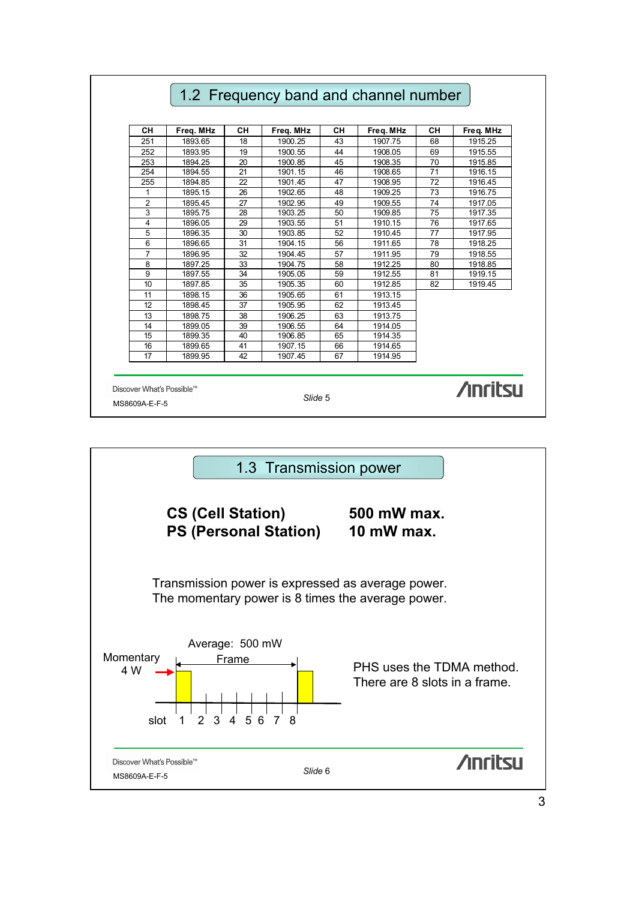## 1.2 Frequency band and channel number

| CH | Freq. MHz | CH | Freq. MHz | CH | Freq. MHz | CH | Freq. MHz |
|---|---|---|---|---|---|---|---|
| 251 | 1893.65 | 18 | 1900.25 | 43 | 1907.75 | 68 | 1915.25 |
| 252 | 1893.95 | 19 | 1900.55 | 44 | 1908.05 | 69 | 1915.55 |
| 253 | 1894.25 | 20 | 1900.85 | 45 | 1908.35 | 70 | 1915.85 |
| 254 | 1894.55 | 21 | 1901.15 | 46 | 1908.65 | 71 | 1916.15 |
| 255 | 1894.85 | 22 | 1901.45 | 47 | 1908.95 | 72 | 1916.45 |
| 1 | 1895.15 | 26 | 1902.65 | 48 | 1909.25 | 73 | 1916.75 |
| 2 | 1895.45 | 27 | 1902.95 | 49 | 1909.55 | 74 | 1917.05 |
| 3 | 1895.75 | 28 | 1903.25 | 50 | 1909.85 | 75 | 1917.35 |
| 4 | 1896.05 | 29 | 1903.55 | 51 | 1910.15 | 76 | 1917.65 |
| 5 | 1896.35 | 30 | 1903.85 | 52 | 1910.45 | 77 | 1917.95 |
| 6 | 1896.65 | 31 | 1904.15 | 56 | 1911.65 | 78 | 1918.25 |
| 7 | 1896.95 | 32 | 1904.45 | 57 | 1911.95 | 79 | 1918.55 |
| 8 | 1897.25 | 33 | 1904.75 | 58 | 1912.25 | 80 | 1918.85 |
| 9 | 1897.55 | 34 | 1905.05 | 59 | 1912.55 | 81 | 1919.15 |
| 10 | 1897.85 | 35 | 1905.35 | 60 | 1912.85 | 82 | 1919.45 |
| 11 | 1898.15 | 36 | 1905.65 | 61 | 1913.15 | | |
| 12 | 1898.45 | 37 | 1905.95 | 62 | 1913.45 | | |
| 13 | 1898.75 | 38 | 1906.25 | 63 | 1913.75 | | |
| 14 | 1899.05 | 39 | 1906.55 | 64 | 1914.05 | | |
| 15 | 1899.35 | 40 | 1906.85 | 65 | 1914.35 | | |
| 16 | 1899.65 | 41 | 1907.15 | 66 | 1914.65 | | |
| 17 | 1899.95 | 42 | 1907.45 | 67 | 1914.95 | | |

Discover What's Possible™

MS8609A-E-F-5

*Slide* 5

## 1.3 Transmission power

| | |
|---|---|
| **CS (Cell Station)** | **500 mW max.** |
| **PS (Personal Station)** | **10 mW max.** |

Transmission power is expressed as average power.
The momentary power is 8 times the average power.

Average: 500 mW

Momentary 4 W

Frame

slot 1 2 3 4 5 6 7 8

PHS uses the TDMA method.
There are 8 slots in a frame.

Discover What's Possible™

MS8609A-E-F-5

*Slide* 6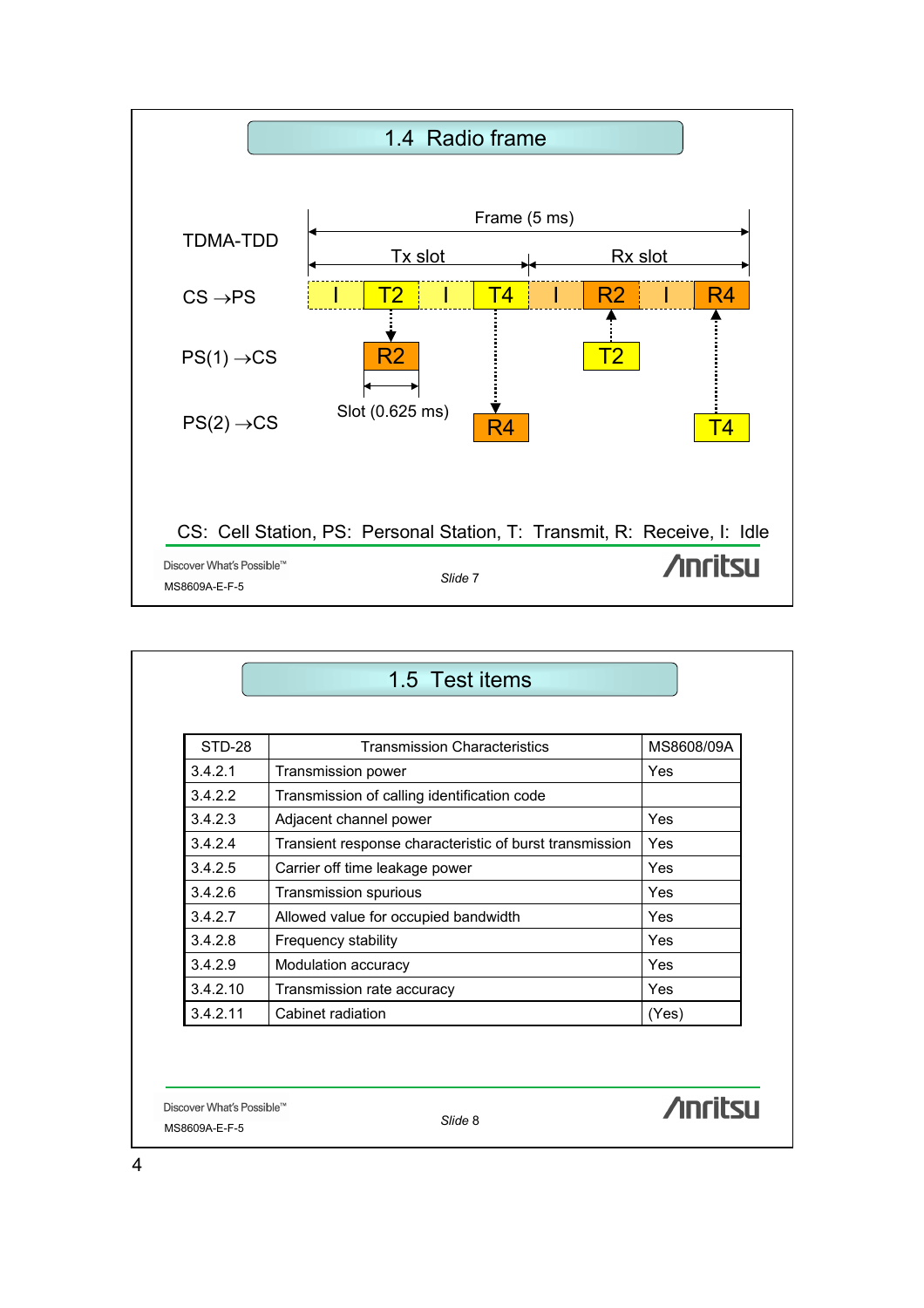## 1.4 Radio frame

TDMA-TDD

Frame (5 ms)

Tx slot | Rx slot

CS →PS: I | T2 | I | T4 | I | R2 | I | R4

PS(1) →CS: R2 ... T2

PS(2) →CS: R4 ... T4

Slot (0.625 ms)

CS: Cell Station, PS: Personal Station, T: Transmit, R: Receive, I: Idle

## 1.5 Test items

| STD-28 | Transmission Characteristics | MS8608/09A |
|---|---|---|
| 3.4.2.1 | Transmission power | Yes |
| 3.4.2.2 | Transmission of calling identification code | |
| 3.4.2.3 | Adjacent channel power | Yes |
| 3.4.2.4 | Transient response characteristic of burst transmission | Yes |
| 3.4.2.5 | Carrier off time leakage power | Yes |
| 3.4.2.6 | Transmission spurious | Yes |
| 3.4.2.7 | Allowed value for occupied bandwidth | Yes |
| 3.4.2.8 | Frequency stability | Yes |
| 3.4.2.9 | Modulation accuracy | Yes |
| 3.4.2.10 | Transmission rate accuracy | Yes |
| 3.4.2.11 | Cabinet radiation | (Yes) |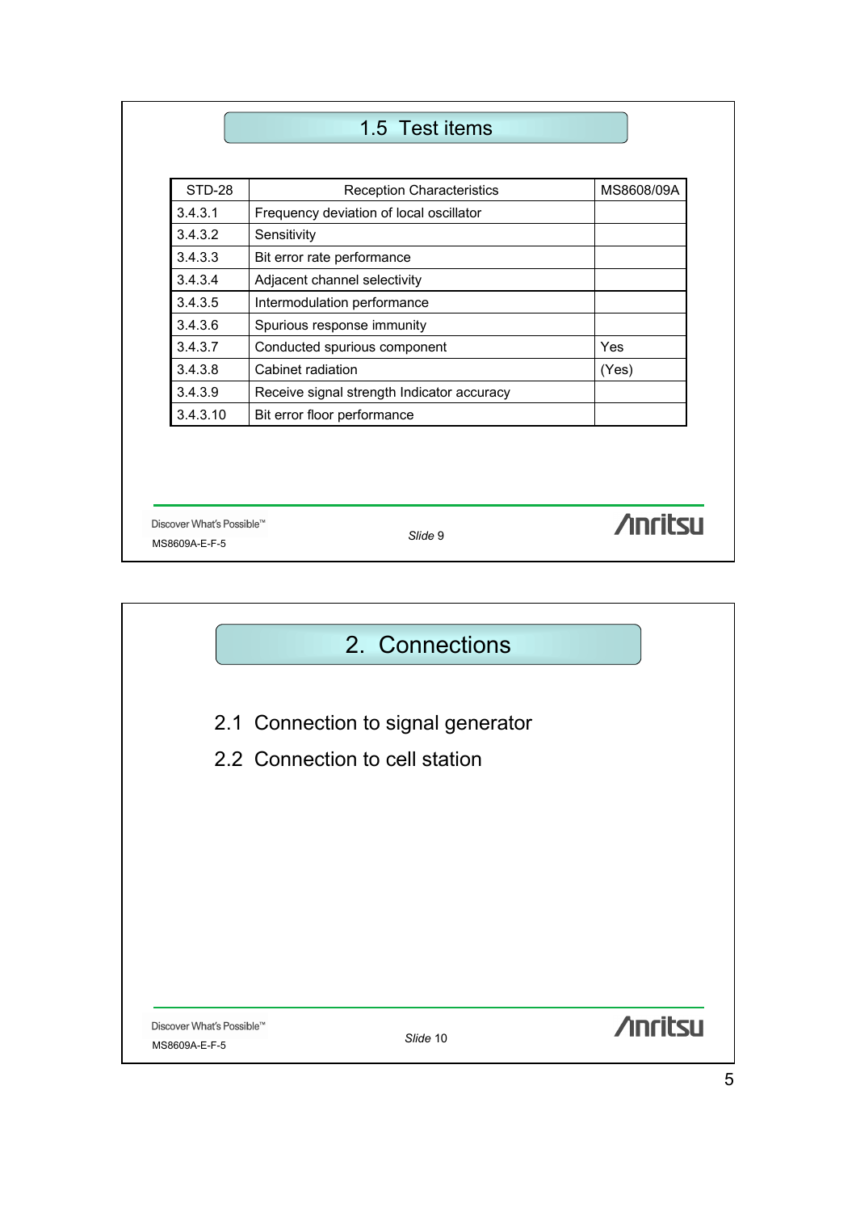## 1.5 Test items

| STD-28 | Reception Characteristics | MS8608/09A |
|---|---|---|
| 3.4.3.1 | Frequency deviation of local oscillator | |
| 3.4.3.2 | Sensitivity | |
| 3.4.3.3 | Bit error rate performance | |
| 3.4.3.4 | Adjacent channel selectivity | |
| 3.4.3.5 | Intermodulation performance | |
| 3.4.3.6 | Spurious response immunity | |
| 3.4.3.7 | Conducted spurious component | Yes |
| 3.4.3.8 | Cabinet radiation | (Yes) |
| 3.4.3.9 | Receive signal strength Indicator accuracy | |
| 3.4.3.10 | Bit error floor performance | |

Discover What's Possible™

MS8609A-E-F-5

*Slide* 9

Anritsu

## 2. Connections

2.1 Connection to signal generator

2.2 Connection to cell station

Discover What's Possible™

MS8609A-E-F-5

*Slide* 10

Anritsu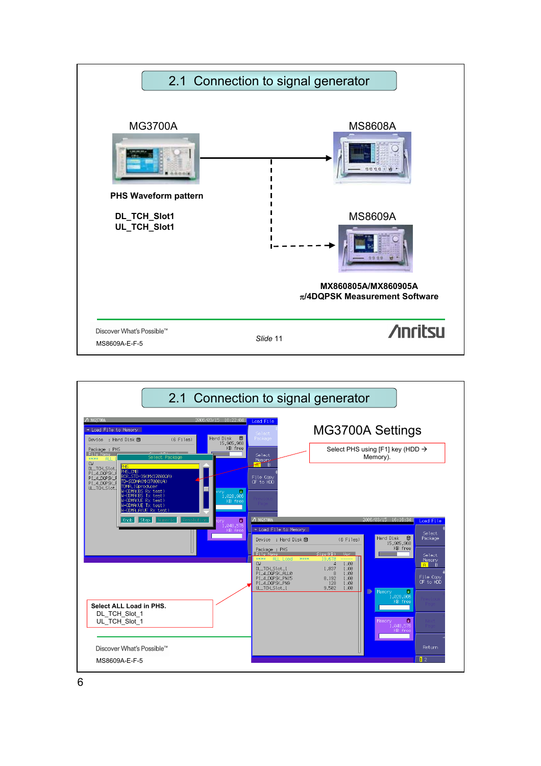## 2.1 Connection to signal generator

MG3700A

MS8608A

**PHS Waveform pattern**

**DL_TCH_Slot1**
**UL_TCH_Slot1**

MS8609A

**MX860805A/MX860905A**
**π/4DQPSK Measurement Software**

Slide 11

## 2.1 Connection to signal generator

### MG3700A Settings

Select PHS using [F1] key (HDD → Memory).

**Select ALL Load in PHS.**
DL_TCH_Slot_1
UL_TCH_Slot_1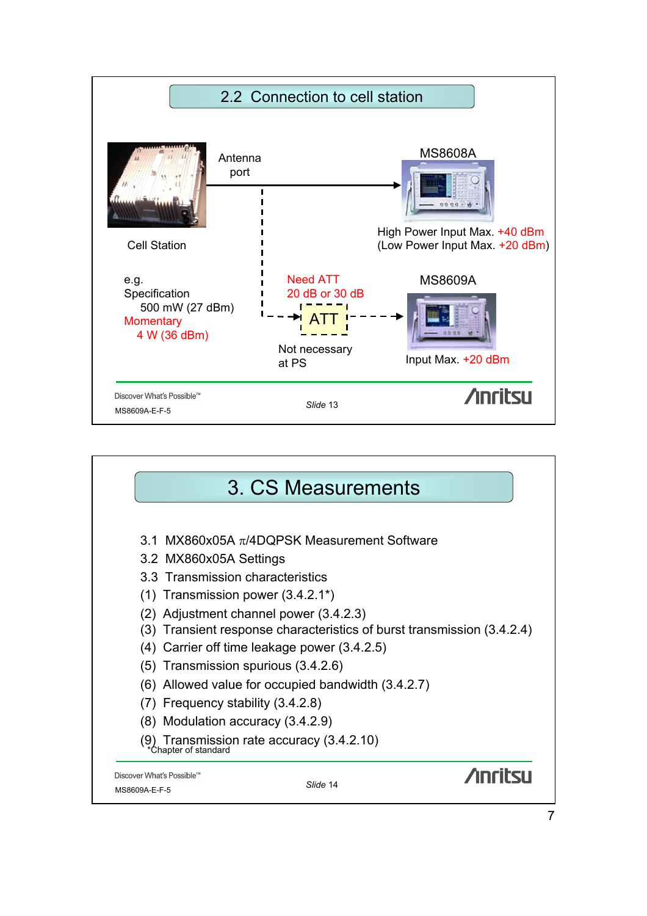## 2.2 Connection to cell station

Cell Station

Antenna port

MS8608A

High Power Input Max. +40 dBm
(Low Power Input Max. +20 dBm)

e.g.
Specification
500 mW (27 dBm)
Momentary
4 W (36 dBm)

Need ATT
20 dB or 30 dB

ATT

Not necessary at PS

MS8609A

Input Max. +20 dBm

Discover What's Possible™

MS8609A-E-F-5

*Slide* 13

Anritsu

## 3. CS Measurements

3.1 MX860x05A $\pi$/4DQPSK Measurement Software
3.2 MX860x05A Settings
3.3 Transmission characteristics
(1) Transmission power (3.4.2.1*)
(2) Adjustment channel power (3.4.2.3)
(3) Transient response characteristics of burst transmission (3.4.2.4)
(4) Carrier off time leakage power (3.4.2.5)
(5) Transmission spurious (3.4.2.6)
(6) Allowed value for occupied bandwidth (3.4.2.7)
(7) Frequency stability (3.4.2.8)
(8) Modulation accuracy (3.4.2.9)
(9) Transmission rate accuracy (3.4.2.10)

*Chapter of standard

Discover What's Possible™

MS8609A-E-F-5

*Slide* 14

Anritsu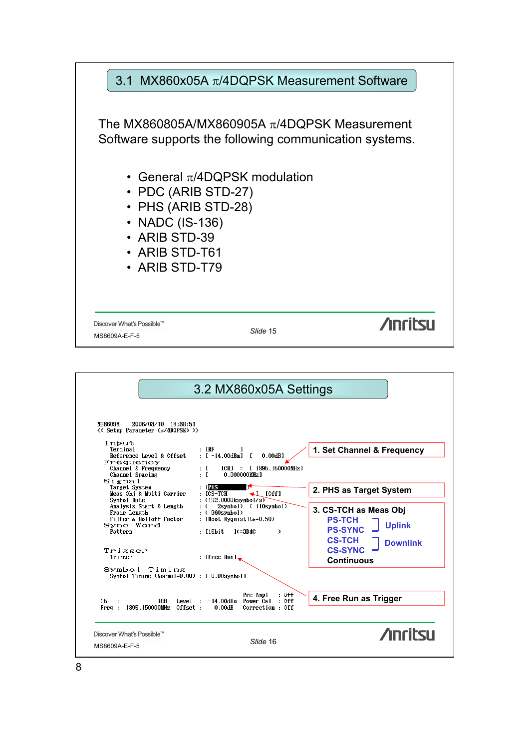## 3.1 MX860x05A π/4DQPSK Measurement Software

The MX860805A/MX860905A π/4DQPSK Measurement Software supports the following communication systems.

- General π/4DQPSK modulation
- PDC (ARIB STD-27)
- PHS (ARIB STD-28)
- NADC (IS-136)
- ARIB STD-39
- ARIB STD-T61
- ARIB STD-T79

Discover What's Possible™

MS8609A-E-F-5

*Slide* 15

Anritsu

## 3.2 MX860x05A Settings

```
MS8609A    2006/03/10   18:38:51
<< Setup Parameter (π/4DQPSK) >>

Input
  Terminal                        : [RF          ]
  Reference Level & Offset        : [ -14.00dBm]  [   0.00dB]
Frequency
  Channel & Frequency             : [    1CH]  =  [ 1895.150000MHz]
  Channel Spacing                 : [    0.300000MHz]
Signal
  Target System                   : [PHS          ]
  Meas Obj & Multi Carrier        : [CS-TCH       ]   [Off]
  Symbol Rate                     : (192.0000ksymbol/s)
  Analysis Start & Length         : (    2symbol)  ( 110symbol)
  Frame Length                    : ( 960symbol)
  Filter & Rolloff Factor         : [Root-Nyquist](α=0.50)
Sync Word
  Pattern                         : [16bit    ](=3D4C          )

Trigger
  Trigger                         : [Free Run]

Symbol Timing
  Symbol Timing (Normal=0.00)     : [ 0.00symbol]

                                          Pre Ampl   : Off
Ch   :          1CH   Level   :  -14.00dBm  Power Cal  : Off
Freq :  1895.150000MHz  Offset :    0.00dB   Correction : Off
```

**1. Set Channel & Frequency**

**2. PHS as Target System**

**3. CS-TCH as Meas Obj**

- **PS-TCH**, **PS-SYNC** — **Uplink**
- **CS-TCH**, **CS-SYNC** — **Downlink**
- **Continuous**

**4. Free Run as Trigger**

Discover What's Possible™

MS8609A-E-F-5

*Slide* 16

Anritsu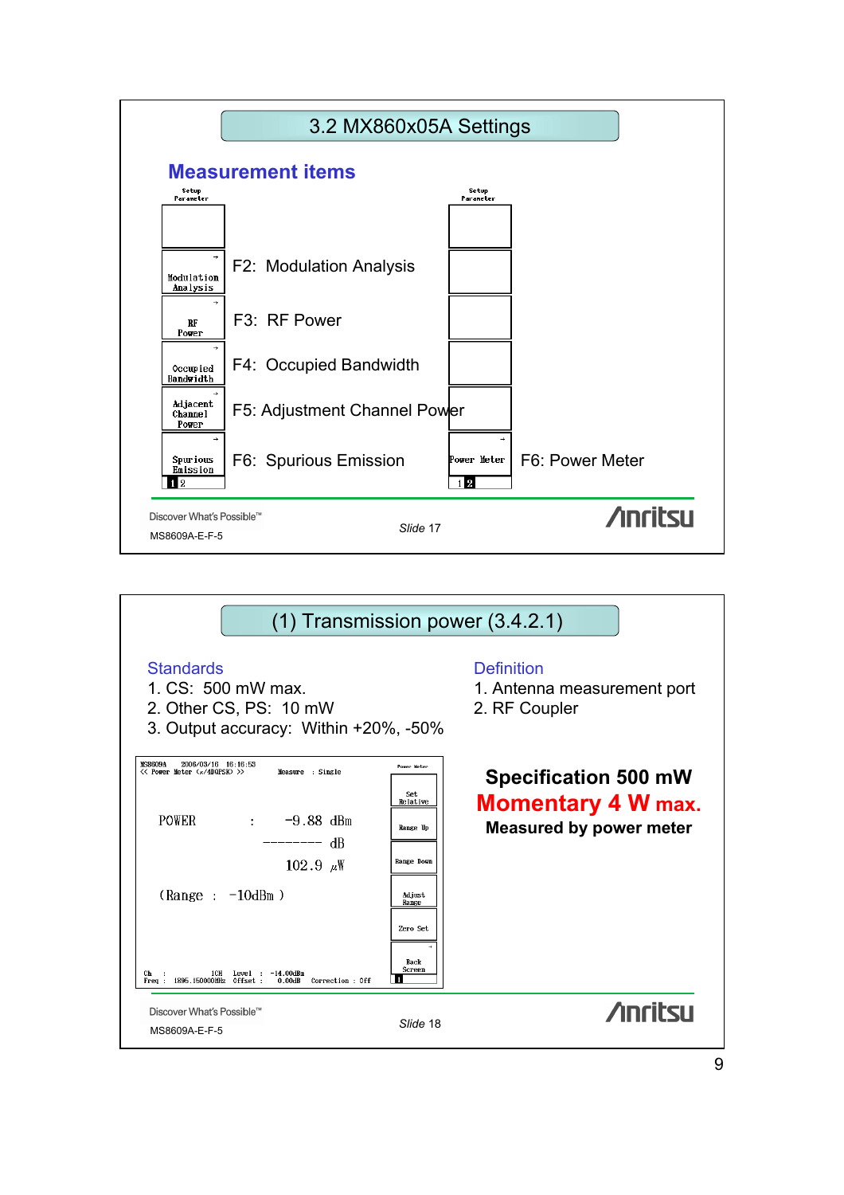## 3.2 MX860x05A Settings

### Measurement items

| Setup Parameter (page 1) | | Setup Parameter (page 2) | |
|---|---|---|---|
| | | | |
| Modulation Analysis | F2: Modulation Analysis | | |
| RF Power | F3: RF Power | | |
| Occupied Bandwidth | F4: Occupied Bandwidth | | |
| Adjacent Channel Power | F5: Adjustment Channel Power | | |
| Spurious Emission | F6: Spurious Emission | Power Meter | F6: Power Meter |

Discover What's Possible™

MS8609A-E-F-5

*Slide* 17

---

## (1) Transmission power (3.4.2.1)

**Standards**

1. CS: 500 mW max.
2. Other CS, PS: 10 mW
3. Output accuracy: Within +20%, -50%

**Definition**

1. Antenna measurement port
2. RF Coupler

```
MS8609A    2006/03/16  16:16:53                         Power Meter
<< Power Meter (π/4DQPSK) >>        Measure  : Single
                                                         Set Relative
POWER        :    -9.88 dBm                              Range Up
                 -------- dB
                  102.9 μW                               Range Down
(Range  :  -10dBm )                                      Adjust Range
                                                         Zero Set
                                                         Back Screen
Ch   :       1CH   Level  :  -14.00dBm
Freq : 1895.150000MHz  Offset :  0.00dB   Correction : Off
```

**Specification 500 mW**

**Momentary 4 W max.**

**Measured by power meter**

Discover What's Possible™

MS8609A-E-F-5

*Slide* 18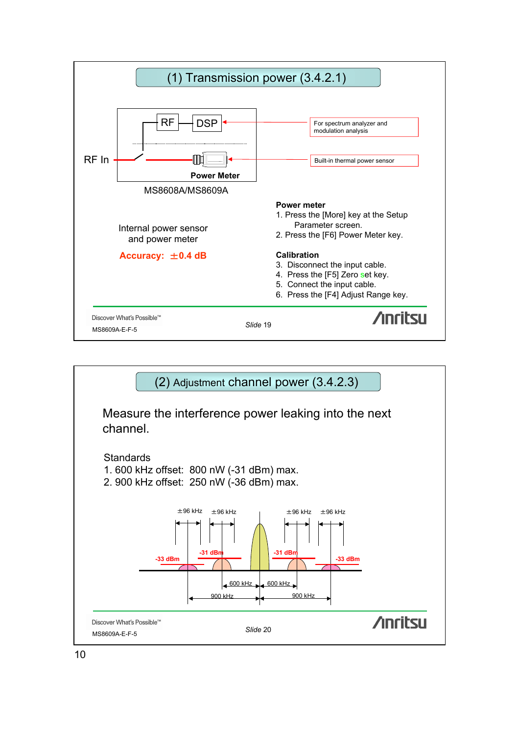## (1) Transmission power (3.4.2.1)

RF In — RF — DSP ← For spectrum analyzer and modulation analysis

Power Meter ← Built-in thermal power sensor

MS8608A/MS8609A

Internal power sensor and power meter

**Accuracy: ±0.4 dB**

**Power meter**

1. Press the [More] key at the Setup Parameter screen.
2. Press the [F6] Power Meter key.

**Calibration**

3. Disconnect the input cable.
4. Press the [F5] Zero set key.
5. Connect the input cable.
6. Press the [F4] Adjust Range key.

Discover What's Possible™ MS8609A-E-F-5 *Slide* 19

## (2) Adjustment channel power (3.4.2.3)

Measure the interference power leaking into the next channel.

Standards

1. 600 kHz offset: 800 nW (-31 dBm) max.
2. 900 kHz offset: 250 nW (-36 dBm) max.

±96 kHz ±96 kHz ±96 kHz ±96 kHz

-33 dBm -31 dBm -31 dBm -33 dBm

600 kHz 600 kHz

900 kHz 900 kHz

Discover What's Possible™ MS8609A-E-F-5 *Slide* 20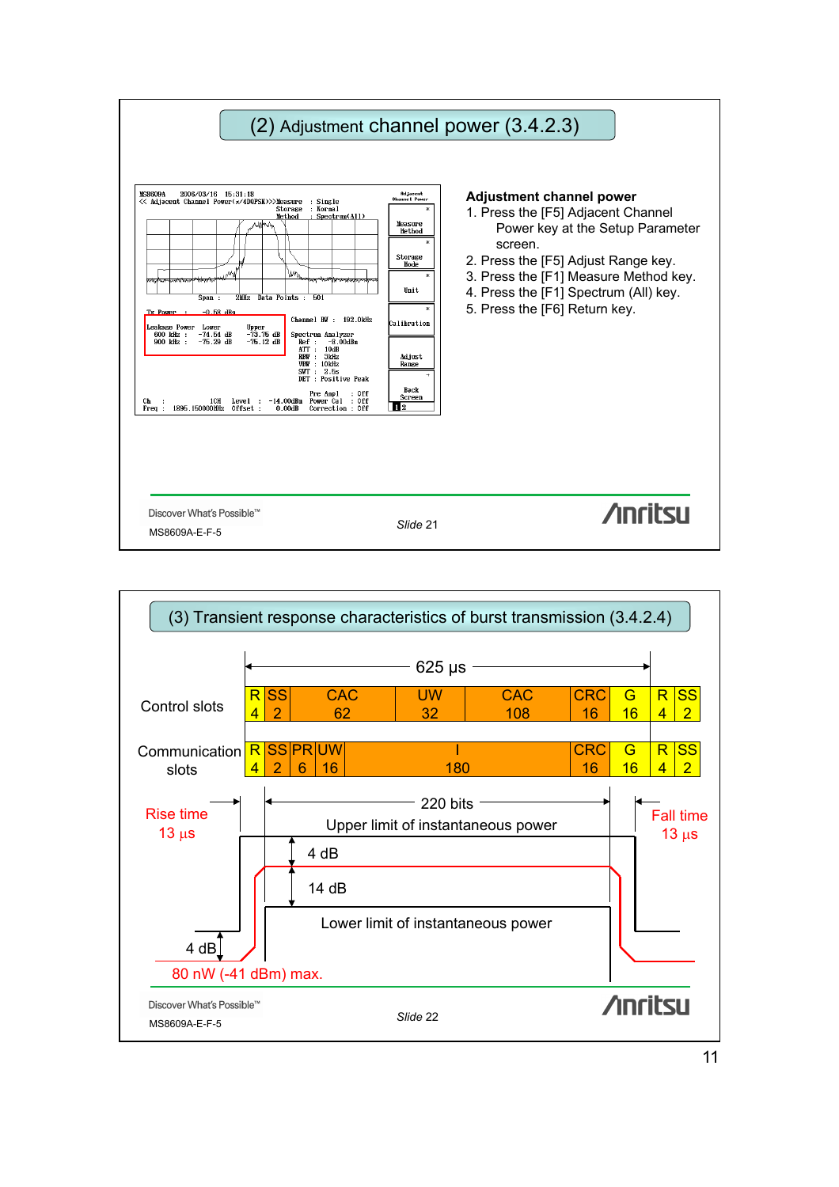## (2) Adjustment channel power (3.4.2.3)

```
MS8609A    2006/03/16  15:31:18
<< Adjacent Channel Power(π/4DQPSK)>>>Measure  : Single
                                      Storage  : Normal
                                      Method   : Spectrum(All)

Span :  2MHz  Data Points :  501

Tx Power   :   -0.58 dBm
                                   Channel BW :   192.0kHz
Leakage Power   Lower      Upper
 600 kHz :   -74.54 dB   -73.76 dB  Spectrum Analyzer
 900 kHz :   -75.29 dB   -75.12 dB   Ref :    -8.00dBm
                                     ATT :   10dB
                                     RBW :   3kHz
                                     VBW :   10kHz
                                     SWT :   2.5s
                                     DET : Positive Peak

                                     Pre Ampl   : Off
Ch   :          1CH   Level  :  -14.00dBm  Power Cal  : Off
Freq :  1895.150000MHz Offset :   0.00dB  Correction : Off
```

Adjacent Channel Power | Measure Method | Storage Mode | Unit | Calibration | Adjust Range | Back Screen

**Adjustment channel power**

1. Press the [F5] Adjacent Channel Power key at the Setup Parameter screen.
2. Press the [F5] Adjust Range key.
3. Press the [F1] Measure Method key.
4. Press the [F1] Spectrum (All) key.
5. Press the [F6] Return key.

Discover What's Possible™

MS8609A-E-F-5

*Slide 21*

Anritsu

## (3) Transient response characteristics of burst transmission (3.4.2.4)

625 µs

**Control slots**

| R | SS | CAC | UW | CAC | CRC | G | R | SS |
|---|---|---|---|---|---|---|---|---|
| 4 | 2 | 62 | 32 | 108 | 16 | 16 | 4 | 2 |

**Communication slots**

| R | SS | PR | UW | I | CRC | G | R | SS |
|---|---|---|---|---|---|---|---|---|
| 4 | 2 | 6 | 16 | 180 | 16 | 16 | 4 | 2 |

Rise time 13 µs

220 bits

Fall time 13 µs

Upper limit of instantaneous power

4 dB

14 dB

Lower limit of instantaneous power

4 dB

80 nW (-41 dBm) max.

Discover What's Possible™

MS8609A-E-F-5

*Slide 22*

Anritsu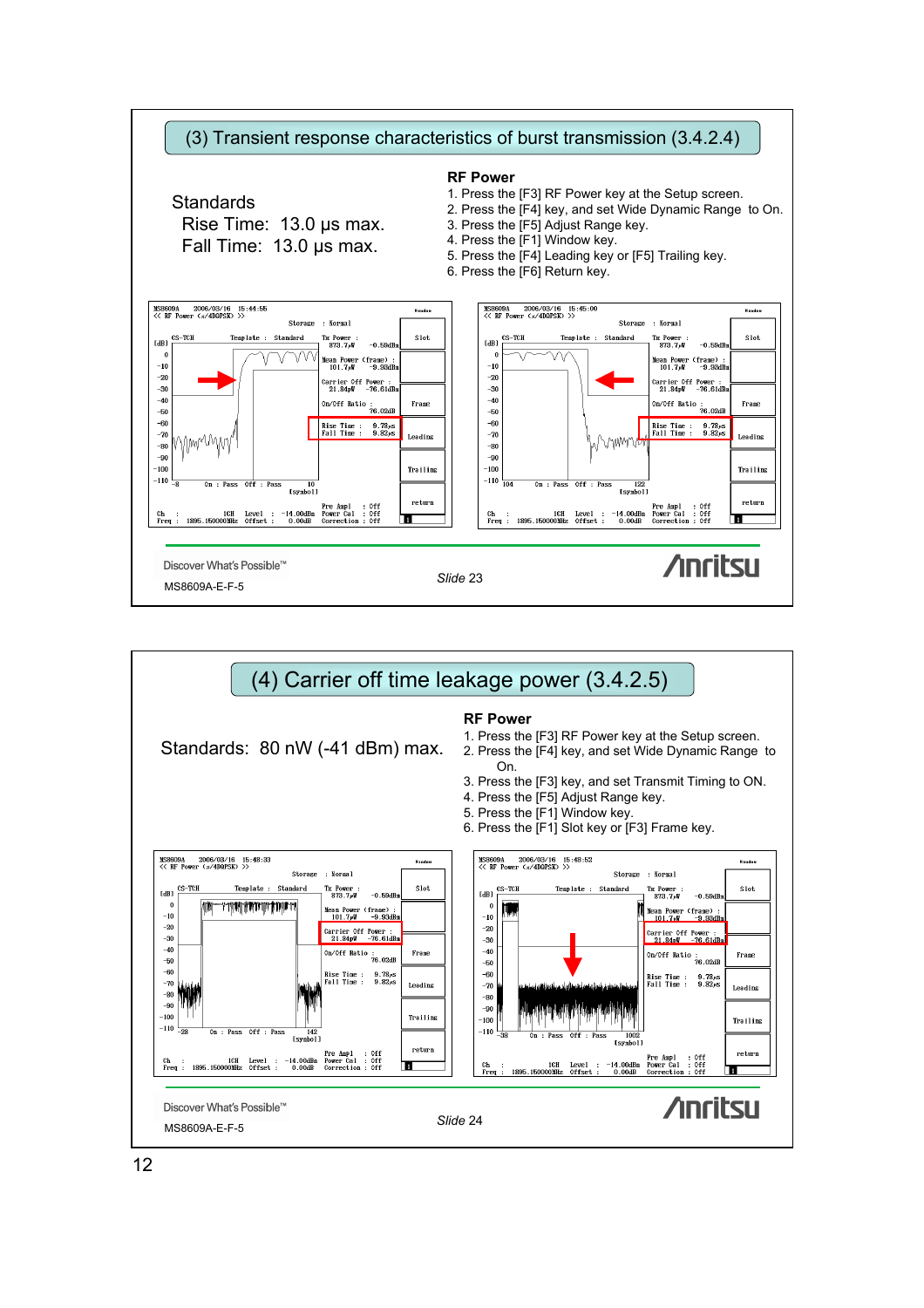## (3) Transient response characteristics of burst transmission (3.4.2.4)

Standards

Rise Time: 13.0 μs max.

Fall Time: 13.0 μs max.

**RF Power**

1. Press the [F3] RF Power key at the Setup screen.
2. Press the [F4] key, and set Wide Dynamic Range to On.
3. Press the [F5] Adjust Range key.
4. Press the [F1] Window key.
5. Press the [F4] Leading key or [F5] Trailing key.
6. Press the [F6] Return key.

Discover What's Possible™

MS8609A-E-F-5

*Slide 23*

## (4) Carrier off time leakage power (3.4.2.5)

Standards: 80 nW (-41 dBm) max.

**RF Power**

1. Press the [F3] RF Power key at the Setup screen.
2. Press the [F4] key, and set Wide Dynamic Range to On.
3. Press the [F3] key, and set Transmit Timing to ON.
4. Press the [F5] Adjust Range key.
5. Press the [F1] Window key.
6. Press the [F1] Slot key or [F3] Frame key.

Discover What's Possible™

MS8609A-E-F-5

*Slide 24*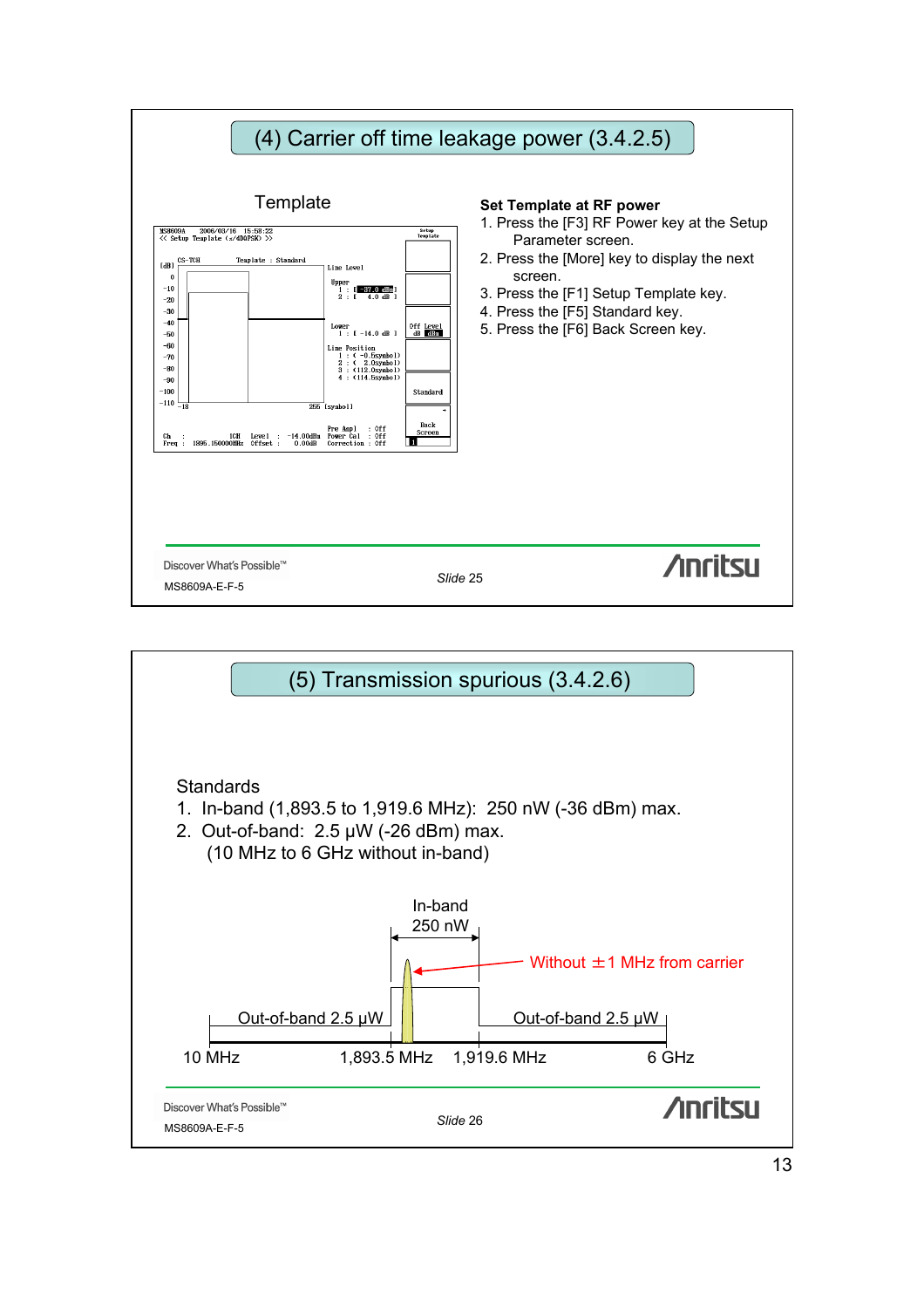## (4) Carrier off time leakage power (3.4.2.5)

Template

**Set Template at RF power**

1. Press the [F3] RF Power key at the Setup Parameter screen.
2. Press the [More] key to display the next screen.
3. Press the [F1] Setup Template key.
4. Press the [F5] Standard key.
5. Press the [F6] Back Screen key.

Discover What's Possible™

MS8609A-E-F-5

*Slide* 25

## (5) Transmission spurious (3.4.2.6)

Standards

1. In-band (1,893.5 to 1,919.6 MHz): 250 nW (-36 dBm) max.
2. Out-of-band: 2.5 μW (-26 dBm) max.
   (10 MHz to 6 GHz without in-band)

In-band 250 nW

Without ±1 MHz from carrier

Out-of-band 2.5 μW

Out-of-band 2.5 μW

10 MHz 1,893.5 MHz 1,919.6 MHz 6 GHz

Discover What's Possible™

MS8609A-E-F-5

*Slide* 26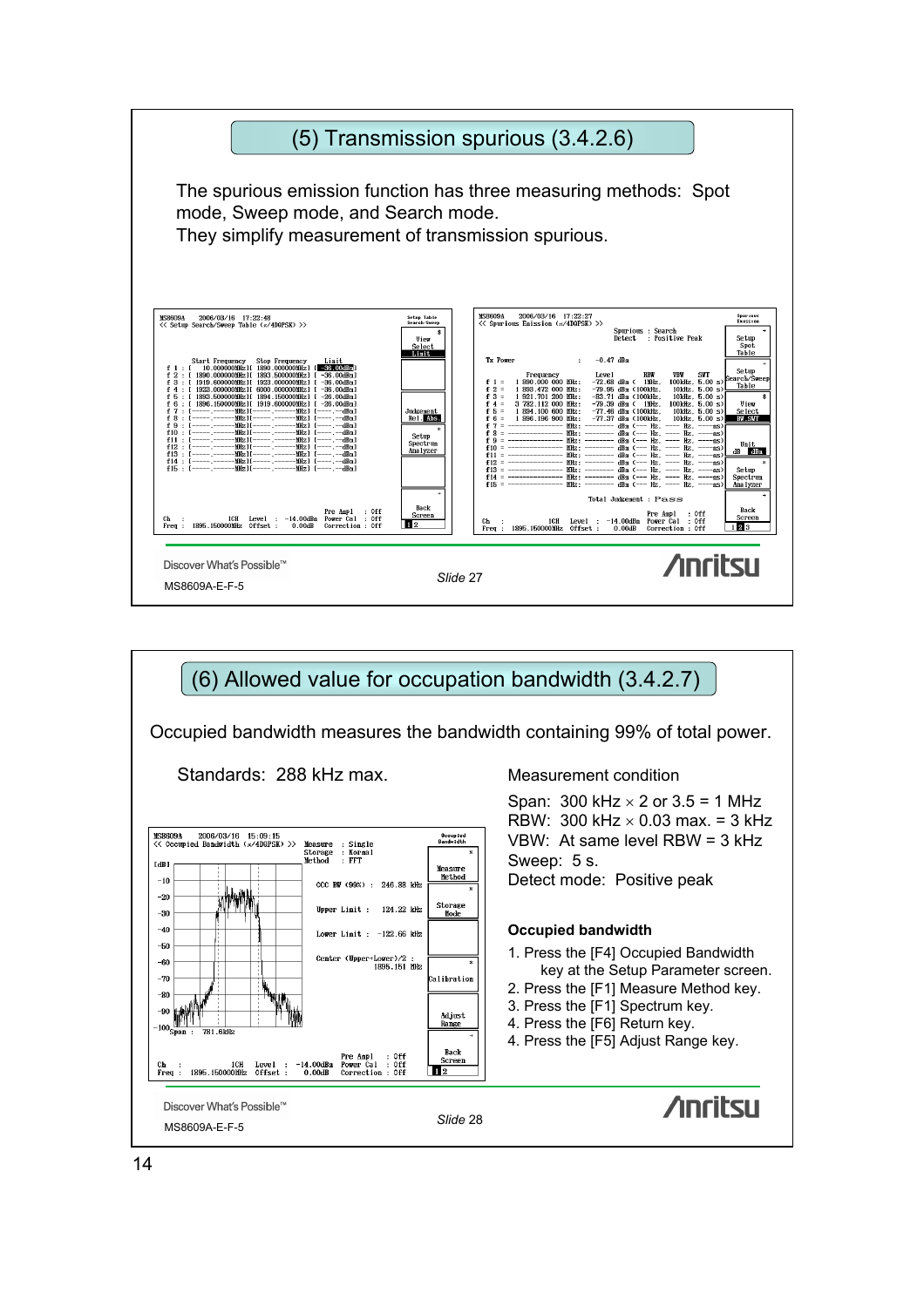## (5) Transmission spurious (3.4.2.6)

The spurious emission function has three measuring methods: Spot mode, Sweep mode, and Search mode.
They simplify measurement of transmission spurious.

Slide 27

## (6) Allowed value for occupation bandwidth (3.4.2.7)

Occupied bandwidth measures the bandwidth containing 99% of total power.

Standards: 288 kHz max.

Measurement condition

Span: 300 kHz × 2 or 3.5 = 1 MHz
RBW: 300 kHz × 0.03 max. = 3 kHz
VBW: At same level RBW = 3 kHz
Sweep: 5 s.
Detect mode: Positive peak

**Occupied bandwidth**

1. Press the [F4] Occupied Bandwidth key at the Setup Parameter screen.
2. Press the [F1] Measure Method key.
3. Press the [F1] Spectrum key.
4. Press the [F6] Return key.
4. Press the [F5] Adjust Range key.

Slide 28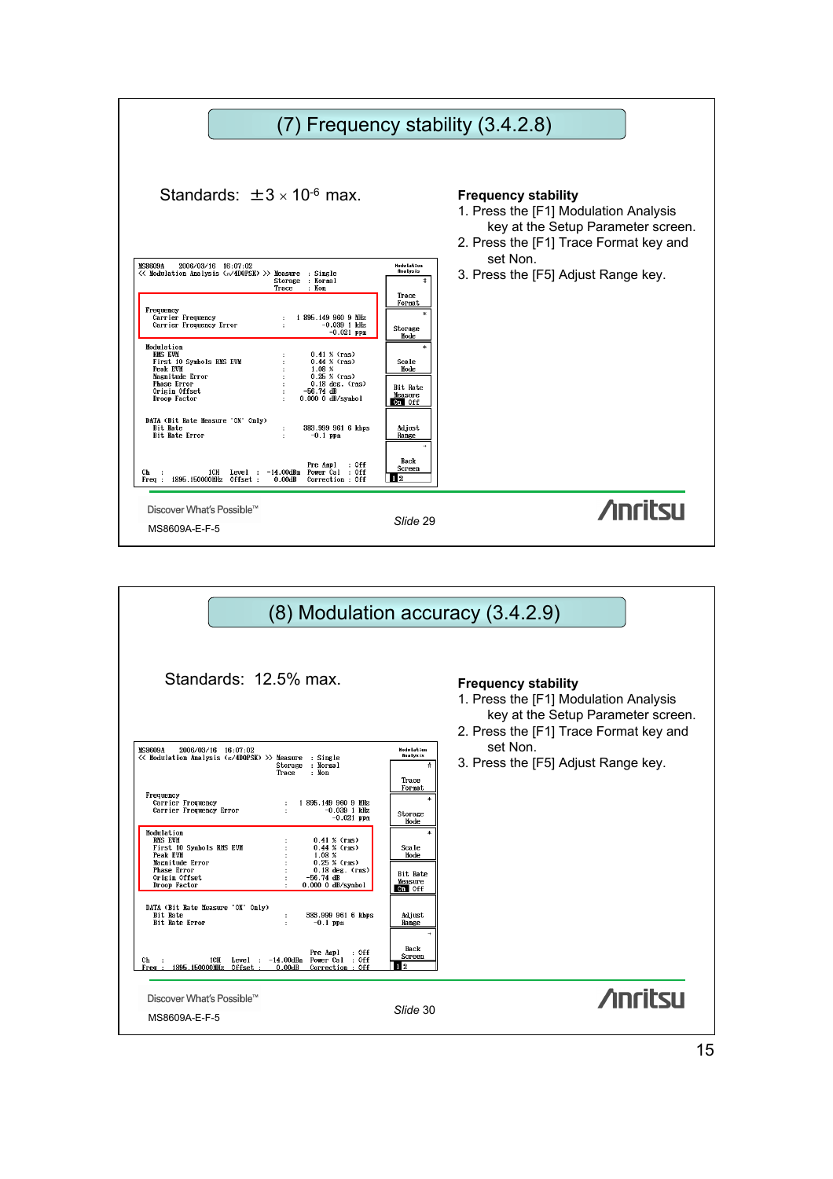## (7) Frequency stability (3.4.2.8)

Standards: $\pm 3 \times 10^{-6}$ max.

```
MS8609A    2006/03/16  16:07:02
<< Modulation Analysis (π/4DQPSK) >> Measure   : Single
                                     Storage   : Normal
                                     Trace     : Non

Frequency
  Carrier Frequency           :    1 895.149 960 9 MHz
  Carrier Frequency Error     :         -0.039 1 kHz
                                        -0.021 ppm

Modulation
  RMS EVM                     :    0.41 % (rms)
  First 10 Symbols RMS EVM    :    0.44 % (rms)
  Peak EVM                    :    1.08 %
  Magnitude Error             :    0.25 % (rms)
  Phase Error                 :    0.18 deg. (rms)
  Origin Offset               :   -56.74 dB
  Droop Factor                :    0.000 0 dB/symbol

DATA (Bit Rate Measure 'ON' Only)
  Bit Rate                    :    383.999 961 6 kbps
  Bit Rate Error              :       -0.1 ppm

                                     Pre Ampl    : Off
Ch   :        1CH   Level  : -14.00dBm Power Cal : Off
Freq : 1895.150000MHz Offset : 0.00dB Correction : Off
```

Softkeys: Modulation Analysis / Trace Format / Storage Mode / Scale Mode / Bit Rate Measure On Off / Adjust Range / Back Screen

**Frequency stability**

1. Press the [F1] Modulation Analysis key at the Setup Parameter screen.
2. Press the [F1] Trace Format key and set Non.
3. Press the [F5] Adjust Range key.

Discover What's Possible™

MS8609A-E-F-5

*Slide* 29

Anritsu

## (8) Modulation accuracy (3.4.2.9)

Standards: 12.5% max.

```
MS8609A    2006/03/16  16:07:02
<< Modulation Analysis (π/4DQPSK) >> Measure   : Single
                                     Storage   : Normal
                                     Trace     : Non

Frequency
  Carrier Frequency           :    1 895.149 960 9 MHz
  Carrier Frequency Error     :         -0.039 1 kHz
                                        -0.021 ppm

Modulation
  RMS EVM                     :    0.41 % (rms)
  First 10 Symbols RMS EVM    :    0.44 % (rms)
  Peak EVM                    :    1.08 %
  Magnitude Error             :    0.25 % (rms)
  Phase Error                 :    0.18 deg. (rms)
  Origin Offset               :   -56.74 dB
  Droop Factor                :    0.000 0 dB/symbol

DATA (Bit Rate Measure 'ON' Only)
  Bit Rate                    :    383.999 961 6 kbps
  Bit Rate Error              :       -0.1 ppm

                                     Pre Ampl    : Off
Ch   :        1CH   Level  : -14.00dBm Power Cal : Off
Freq : 1895.150000MHz Offset : 0.00dB Correction : Off
```

Softkeys: Modulation Analysis / Trace Format / Storage Mode / Scale Mode / Bit Rate Measure On Off / Adjust Range / Back Screen

**Frequency stability**

1. Press the [F1] Modulation Analysis key at the Setup Parameter screen.
2. Press the [F1] Trace Format key and set Non.
3. Press the [F5] Adjust Range key.

Discover What's Possible™

MS8609A-E-F-5

*Slide* 30

Anritsu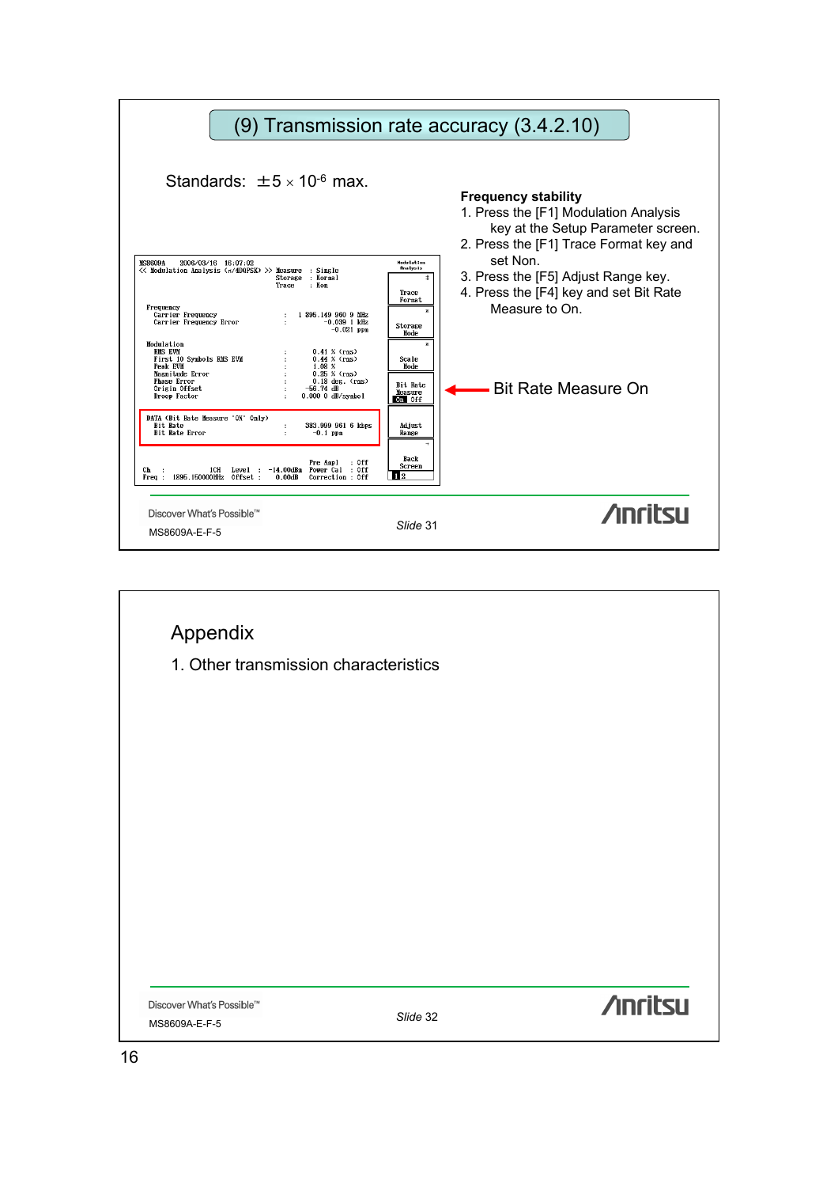## (9) Transmission rate accuracy (3.4.2.10)

Standards: $\pm 5 \times 10^{-6}$ max.

```
MS8609A      2006/03/16  16:07:02
<< Modulation Analysis (π/4DQPSK) >>  Measure  : Single
                                      Storage  : Normal
                                      Trace    : Non

Frequency
  Carrier Frequency           :  1 895.149 960 9 MHz
  Carrier Frequency Error     :        -0.039 1 kHz
                                        -0.021 ppm

Modulation
  RMS EVM                     :      0.41 % (rms)
  First 10 Symbols RMS EVM    :      0.44 % (rms)
  Peak EVM                    :      1.08 %
  Magnitude Error             :      0.35 % (rms)
  Phase Error                 :      0.18 deg. (rms)
  Origin Offset               :    -56.74 dB
  Droop Factor                :     0.000 0 dB/symbol

DATA (Bit Rate Measure 'ON' Only)
  Bit Rate                    :    383.999 961 6 kbps
  Bit Rate Error              :         -0.1 ppm

                                   Pre Ampl    : Off
Ch   :        1CH   Level  : -14.00dBm  Power Cal   : Off
Freq : 1895.150000MHz  Offset :   0.00dB  Correction : Off
```

Softkeys: Modulation Analysis / Trace Format / Storage Mode / Scale Mode / Bit Rate Measure On Off / Adjust Range / Back Screen

Bit Rate Measure On

**Frequency stability**

1. Press the [F1] Modulation Analysis key at the Setup Parameter screen.
2. Press the [F1] Trace Format key and set Non.
3. Press the [F5] Adjust Range key.
4. Press the [F4] key and set Bit Rate Measure to On.

Discover What's Possible™

MS8609A-E-F-5

*Slide* 31

---

## Appendix

1. Other transmission characteristics

Discover What's Possible™

MS8609A-E-F-5

*Slide* 32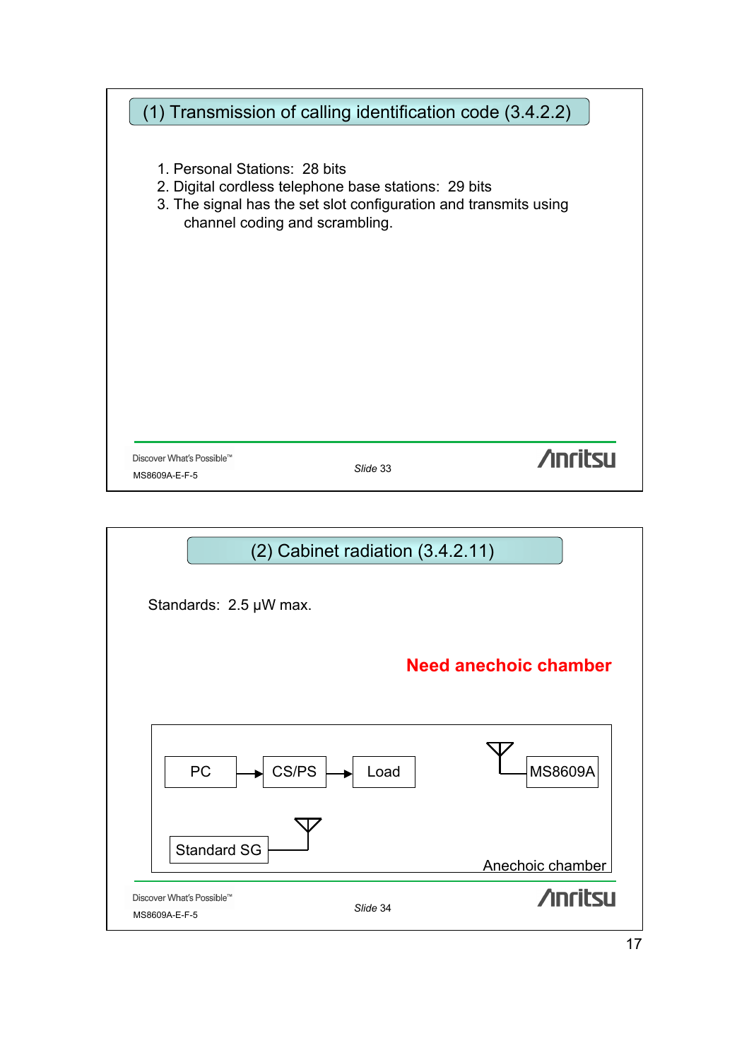## (1) Transmission of calling identification code (3.4.2.2)

1. Personal Stations: 28 bits
2. Digital cordless telephone base stations: 29 bits
3. The signal has the set slot configuration and transmits using channel coding and scrambling.

Discover What's Possible™

MS8609A-E-F-5

*Slide* 33

## (2) Cabinet radiation (3.4.2.11)

Standards: 2.5 μW max.

**Need anechoic chamber**

PC → CS/PS → Load

MS8609A

Standard SG

Anechoic chamber

Discover What's Possible™

MS8609A-E-F-5

*Slide* 34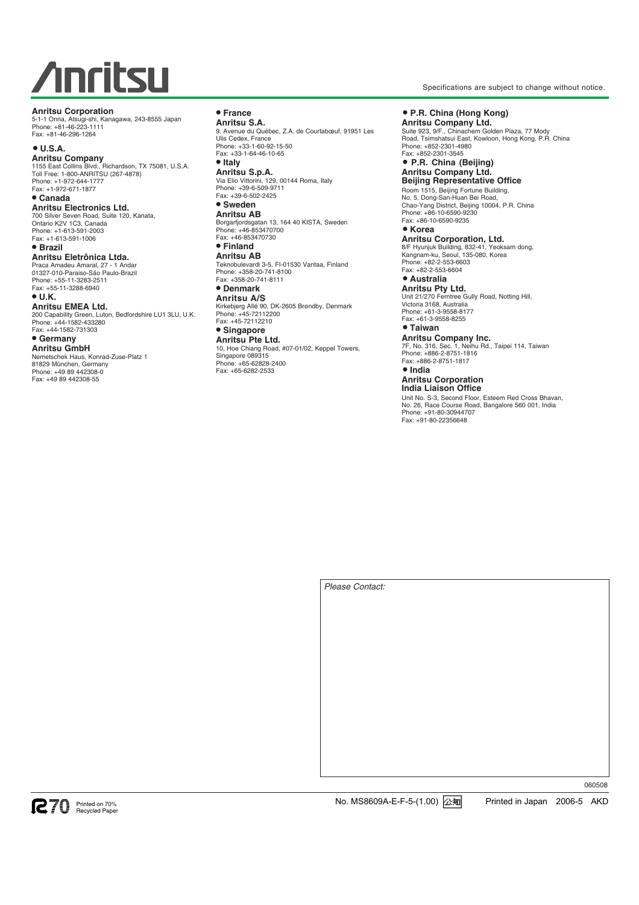# Anritsu

Specifications are subject to change without notice.

**Anritsu Corporation**
5-1-1 Onna, Atsugi-shi, Kanagawa, 243-8555 Japan
Phone: +81-46-223-1111
Fax: +81-46-296-1264

• **U.S.A.**
**Anritsu Company**
1155 East Collins Blvd., Richardson, TX 75081, U.S.A.
Toll Free: 1-800-ANRITSU (267-4878)
Phone: +1-972-644-1777
Fax: +1-972-671-1877

• **Canada**
**Anritsu Electronics Ltd.**
700 Silver Seven Road, Suite 120, Kanata,
Ontario K2V 1C3, Canada
Phone: +1-613-591-2003
Fax: +1-613-591-1006

• **Brazil**
**Anritsu Eletrônica Ltda.**
Praca Amadeu Amaral, 27 - 1 Andar
01327-010-Paraiso-São Paulo-Brazil
Phone: +55-11-3283-2511
Fax: +55-11-3288-6940

• **U.K.**
**Anritsu EMEA Ltd.**
200 Capability Green, Luton, Bedfordshire LU1 3LU, U.K.
Phone: +44-1582-433280
Fax: +44-1582-731303

• **Germany**
**Anritsu GmbH**
Nemetschek Haus, Konrad-Zuse-Platz 1
81829 München, Germany
Phone: +49 89 442308-0
Fax: +49 89 442308-55

• **France**
**Anritsu S.A.**
9, Avenue du Québec, Z.A. de Courtabœuf, 91951 Les Ulis Cedex, France
Phone: +33-1-60-92-15-50
Fax: +33-1-64-46-10-65

• **Italy**
**Anritsu S.p.A.**
Via Elio Vittorini, 129, 00144 Roma, Italy
Phone: +39-6-509-9711
Fax: +39-6-502-2425

• **Sweden**
**Anritsu AB**
Borgarfjordsgatan 13, 164 40 KISTA, Sweden
Phone: +46-853470700
Fax: +46-853470730

• **Finland**
**Anritsu AB**
Teknobulevardi 3-5, FI-01530 Vantaa, Finland
Phone: +358-20-741-8100
Fax: +358-20-741-8111

• **Denmark**
**Anritsu A/S**
Kirkebjerg Allé 90, DK-2605 Brøndby, Denmark
Phone: +45-72112200
Fax: +45-72112210

• **Singapore**
**Anritsu Pte Ltd.**
10, Hoe Chiang Road, #07-01/02, Keppel Towers,
Singapore 089315
Phone: +65-62828-2400
Fax: +65-6282-2533

• **P.R. China (Hong Kong)**
**Anritsu Company Ltd.**
Suite 923, 9/F., Chinachem Golden Plaza, 77 Mody Road, Tsimshatsui East, Kowloon, Hong Kong, P.R. China
Phone: +852-2301-4980
Fax: +852-2301-3545

• **P.R. China (Beijing)**
**Anritsu Company Ltd.**
**Beijing Representative Office**
Room 1515, Beijing Fortune Building,
No. 5, Dong-San-Huan Bei Road,
Chao-Yang District, Beijing 10004, P.R. China
Phone: +86-10-6590-9230
Fax: +86-10-6590-9235

• **Korea**
**Anritsu Corporation, Ltd.**
8/F Hyunjuk Building, 832-41, Yeoksam dong,
Kangnam-ku, Seoul, 135-080, Korea
Phone: +82-2-553-6603
Fax: +82-2-553-6604

• **Australia**
**Anritsu Pty Ltd.**
Unit 21/270 Ferntree Gully Road, Notting Hill,
Victoria 3168, Australia
Phone: +61-3-9558-8177
Fax: +61-3-9558-8255

• **Taiwan**
**Anritsu Company Inc.**
7F, No. 316, Sec. 1, Neihu Rd., Taipei 114, Taiwan
Phone: +886-2-8751-1816
Fax: +886-2-8751-1817

• **India**
**Anritsu Corporation**
**India Liaison Office**
Unit No. S-3, Second Floor, Esteem Red Cross Bhavan,
No. 26, Race Course Road, Bangalore 560 001, India
Phone: +91-80-30944707
Fax: +91-80-22356648

*Please Contact:*

060508

R70 Printed on 70% Recycled Paper

No. MS8609A-E-F-5-(1.00) 公知 Printed in Japan 2006-5 AKD